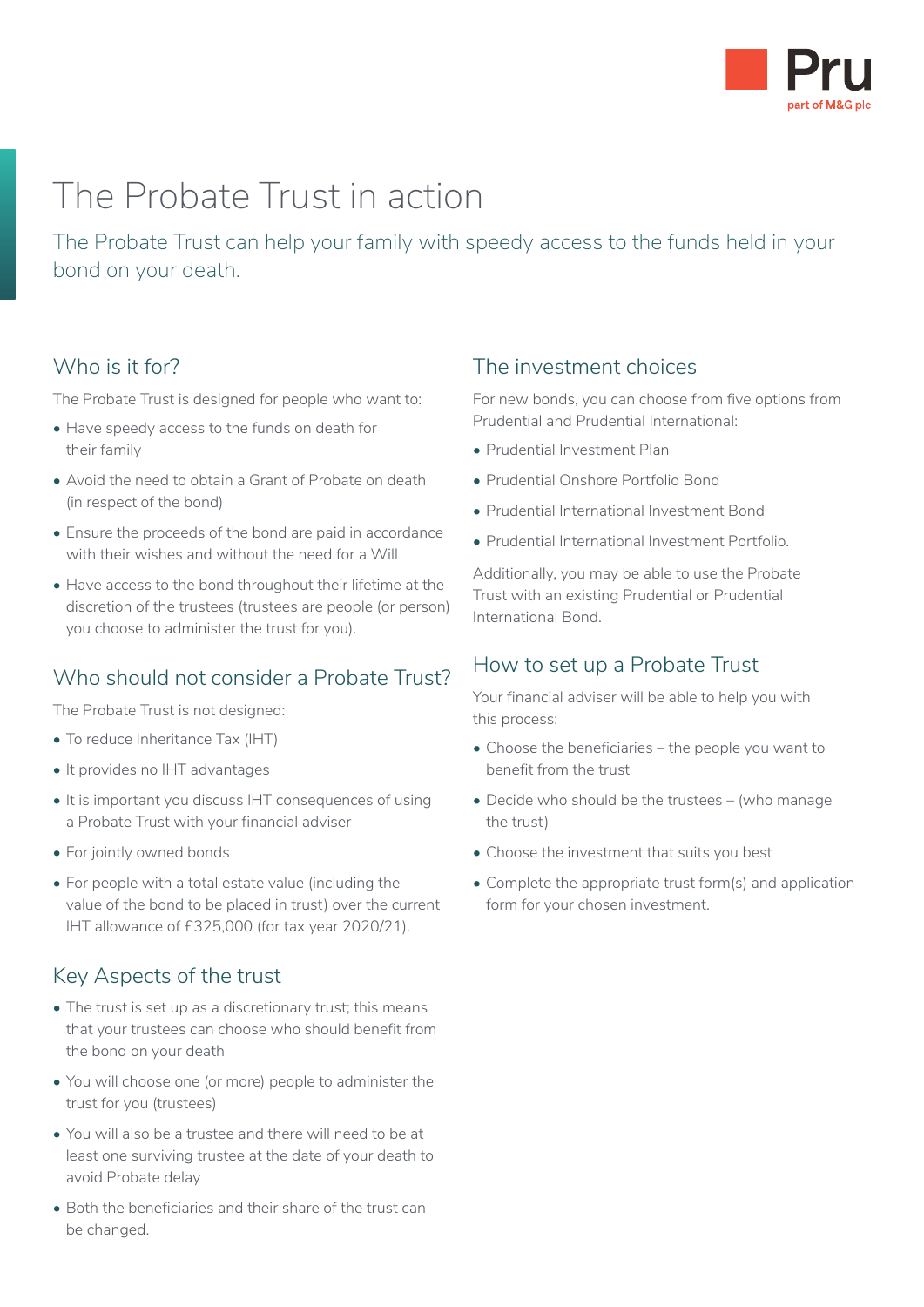# The Probate Trust in action

The Probate Trust can help your family with speedy access to the funds held in your bond on your death.

## Who is it for?

The Probate Trust is designed for people who want to:

- Have speedy access to the funds on death for their family
- Avoid the need to obtain a Grant of Probate on death (in respect of the bond)
- Ensure the proceeds of the bond are paid in accordance with their wishes and without the need for a Will
- Have access to the bond throughout their lifetime at the discretion of the trustees (trustees are people (or person) you choose to administer the trust for you).

## Who should not consider a Probate Trust?

The Probate Trust is not designed:

- To reduce Inheritance Tax (IHT)
- It provides no IHT advantages
- It is important you discuss IHT consequences of using a Probate Trust with your financial adviser
- For jointly owned bonds
- For people with a total estate value (including the value of the bond to be placed in trust) over the current IHT allowance of £325,000 (for tax year 2020/21).

## Key Aspects of the trust

- The trust is set up as a discretionary trust; this means that your trustees can choose who should benefit from the bond on your death
- You will choose one (or more) people to administer the trust for you (trustees)
- You will also be a trustee and there will need to be at least one surviving trustee at the date of your death to avoid Probate delay
- Both the beneficiaries and their share of the trust can be changed.

## The investment choices

For new bonds, you can choose from five options from Prudential and Prudential International:

- Prudential Investment Plan
- Prudential Onshore Portfolio Bond
- Prudential International Investment Bond
- Prudential International Investment Portfolio.

Additionally, you may be able to use the Probate Trust with an existing Prudential or Prudential International Bond.

## How to set up a Probate Trust

Your financial adviser will be able to help you with this process:

- Choose the beneficiaries – the people you want to benefit from the trust
- Decide who should be the trustees – (who manage the trust)
- Choose the investment that suits you best
- Complete the appropriate trust form(s) and application form for your chosen investment.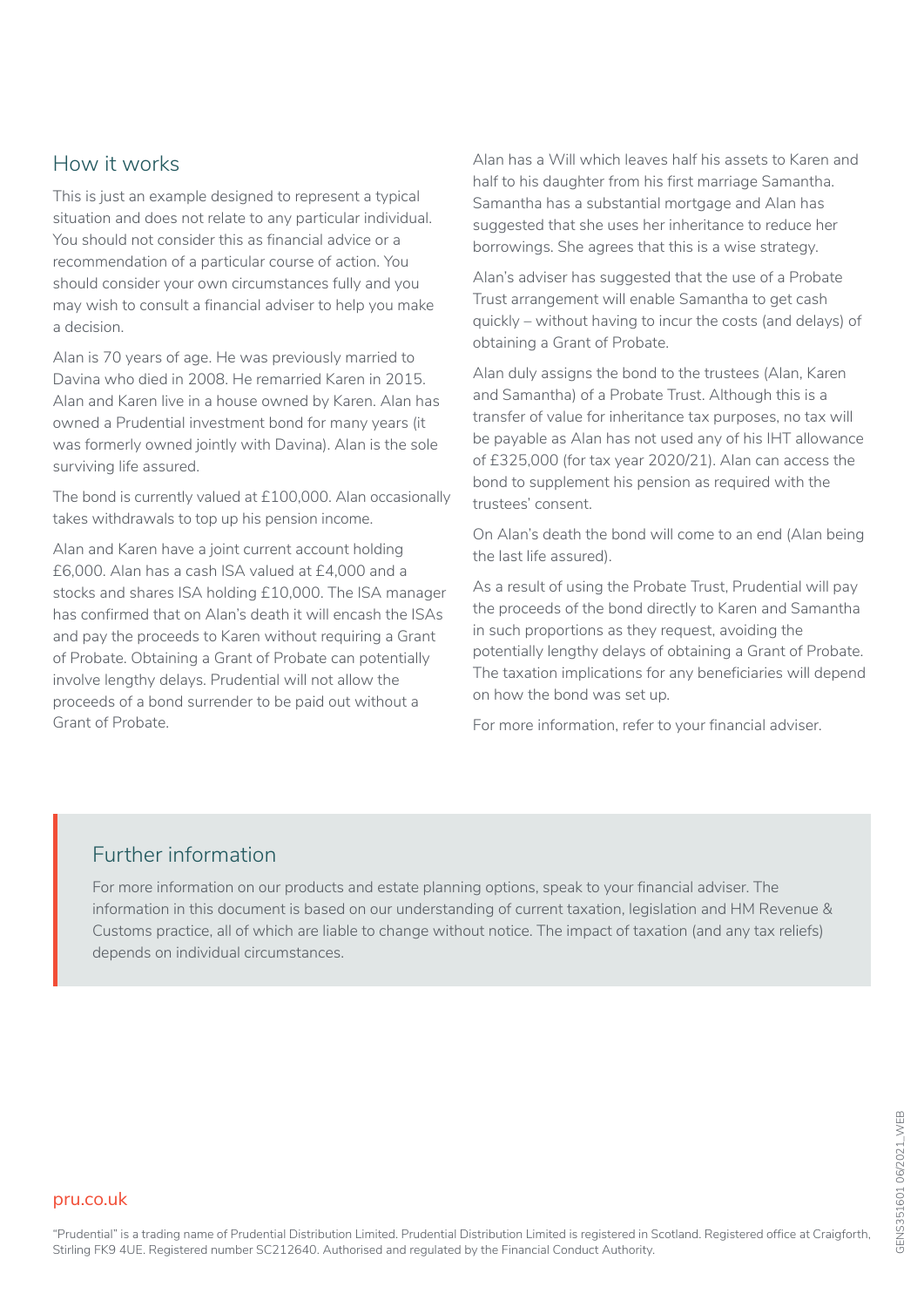## How it works

This is just an example designed to represent a typical situation and does not relate to any particular individual. You should not consider this as financial advice or a recommendation of a particular course of action. You should consider your own circumstances fully and you may wish to consult a financial adviser to help you make a decision.

Alan is 70 years of age. He was previously married to Davina who died in 2008. He remarried Karen in 2015. Alan and Karen live in a house owned by Karen. Alan has owned a Prudential investment bond for many years (it was formerly owned jointly with Davina). Alan is the sole surviving life assured.

The bond is currently valued at £100,000. Alan occasionally takes withdrawals to top up his pension income.

Alan and Karen have a joint current account holding £6,000. Alan has a cash ISA valued at £4,000 and a stocks and shares ISA holding £10,000. The ISA manager has confirmed that on Alan's death it will encash the ISAs and pay the proceeds to Karen without requiring a Grant of Probate. Obtaining a Grant of Probate can potentially involve lengthy delays. Prudential will not allow the proceeds of a bond surrender to be paid out without a Grant of Probate.

Alan has a Will which leaves half his assets to Karen and half to his daughter from his first marriage Samantha. Samantha has a substantial mortgage and Alan has suggested that she uses her inheritance to reduce her borrowings. She agrees that this is a wise strategy.

Alan's adviser has suggested that the use of a Probate Trust arrangement will enable Samantha to get cash quickly – without having to incur the costs (and delays) of obtaining a Grant of Probate.

Alan duly assigns the bond to the trustees (Alan, Karen and Samantha) of a Probate Trust. Although this is a transfer of value for inheritance tax purposes, no tax will be payable as Alan has not used any of his IHT allowance of £325,000 (for tax year 2020/21). Alan can access the bond to supplement his pension as required with the trustees' consent.

On Alan's death the bond will come to an end (Alan being the last life assured).

As a result of using the Probate Trust, Prudential will pay the proceeds of the bond directly to Karen and Samantha in such proportions as they request, avoiding the potentially lengthy delays of obtaining a Grant of Probate. The taxation implications for any beneficiaries will depend on how the bond was set up.

For more information, refer to your financial adviser.

## Further information

For more information on our products and estate planning options, speak to your financial adviser. The information in this document is based on our understanding of current taxation, legislation and HM Revenue & Customs practice, all of which are liable to change without notice. The impact of taxation (and any tax reliefs) depends on individual circumstances.

pru.co.uk

"Prudential" is a trading name of Prudential Distribution Limited. Prudential Distribution Limited is registered in Scotland. Registered office at Craigforth, Stirling FK9 4UE. Registered number SC212640. Authorised and regulated by the Financial Conduct Authority.

GENS351601 06/2021_WEB